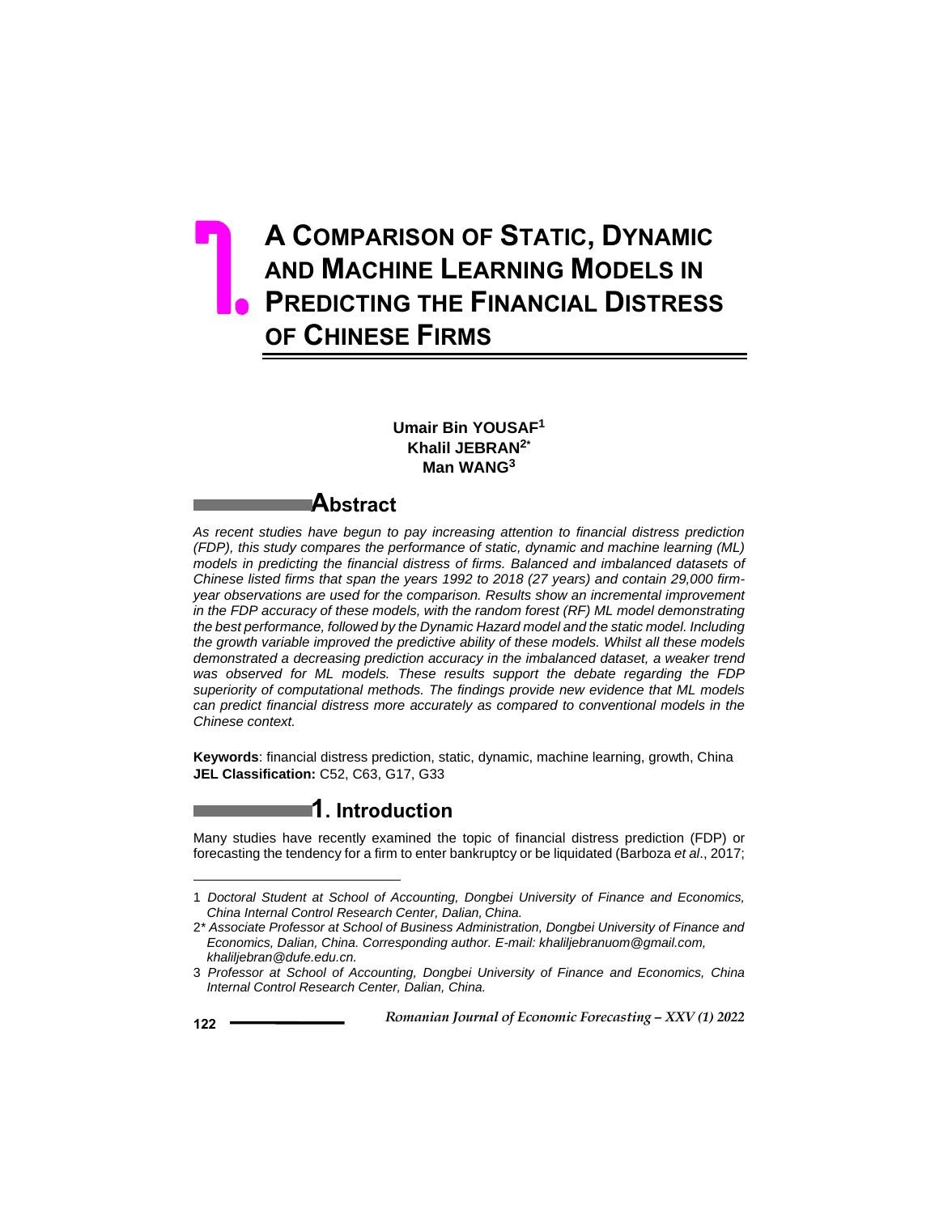# 1. A COMPARISON OF STATIC, DYNAMIC AND MACHINE LEARNING MODELS IN PREDICTING THE FINANCIAL DISTRESS OF CHINESE FIRMS

**Umair Bin YOUSAF**[1]
**Khalil JEBRAN**[2*]
**Man WANG**[3]

## Abstract

*As recent studies have begun to pay increasing attention to financial distress prediction (FDP), this study compares the performance of static, dynamic and machine learning (ML) models in predicting the financial distress of firms. Balanced and imbalanced datasets of Chinese listed firms that span the years 1992 to 2018 (27 years) and contain 29,000 firm-year observations are used for the comparison. Results show an incremental improvement in the FDP accuracy of these models, with the random forest (RF) ML model demonstrating the best performance, followed by the Dynamic Hazard model and the static model. Including the growth variable improved the predictive ability of these models. Whilst all these models demonstrated a decreasing prediction accuracy in the imbalanced dataset, a weaker trend was observed for ML models. These results support the debate regarding the FDP superiority of computational methods. The findings provide new evidence that ML models can predict financial distress more accurately as compared to conventional models in the Chinese context.*

**Keywords**: financial distress prediction, static, dynamic, machine learning, growth, China
**JEL Classification:** C52, C63, G17, G33

## 1. Introduction

Many studies have recently examined the topic of financial distress prediction (FDP) or forecasting the tendency for a firm to enter bankruptcy or be liquidated (Barboza *et al*., 2017;

---

1 *Doctoral Student at School of Accounting, Dongbei University of Finance and Economics, China Internal Control Research Center, Dalian, China.*

2\* *Associate Professor at School of Business Administration, Dongbei University of Finance and Economics, Dalian, China. Corresponding author. E-mail: khaliljebranuom@gmail.com, khaliljebran@dufe.edu.cn.*

3 *Professor at School of Accounting, Dongbei University of Finance and Economics, China Internal Control Research Center, Dalian, China.*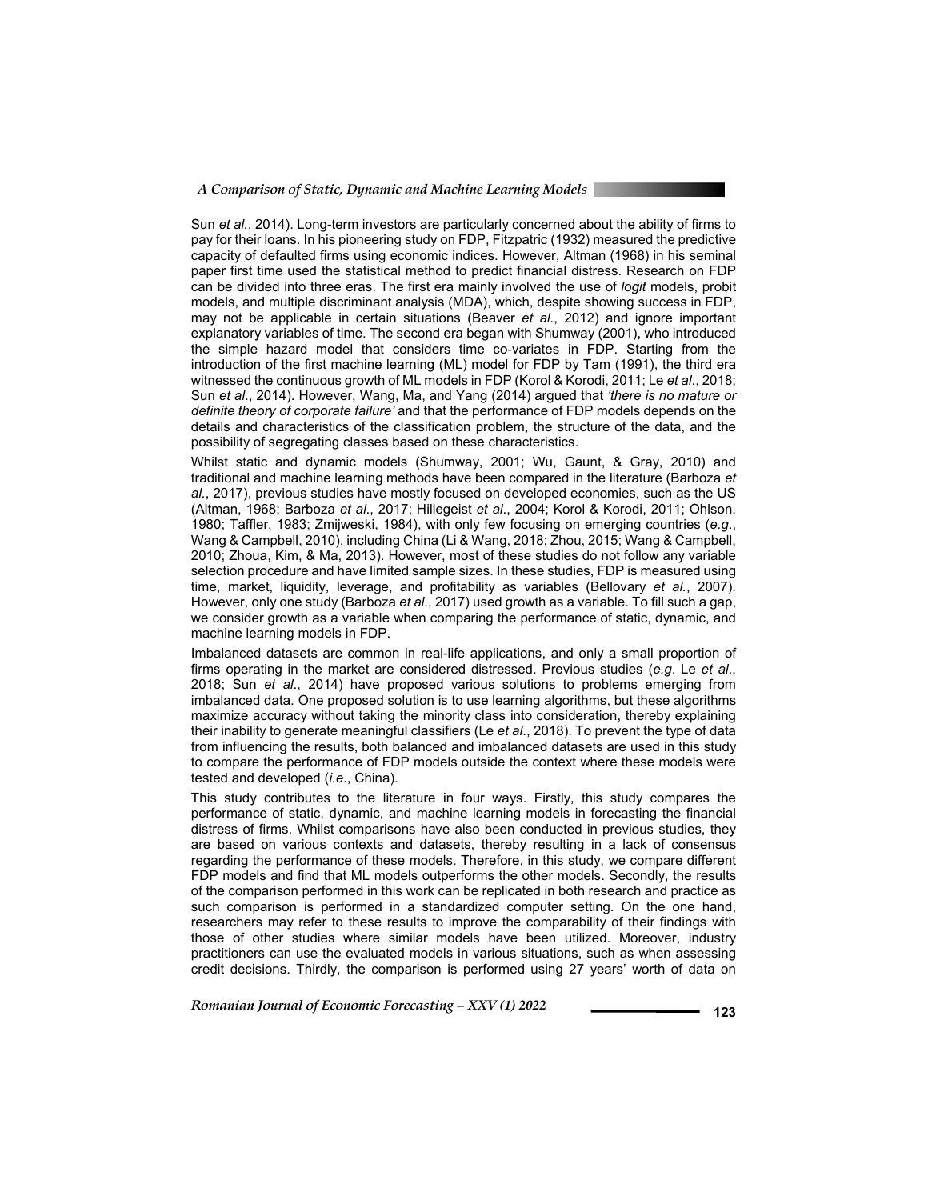Sun *et al.*, 2014). Long-term investors are particularly concerned about the ability of firms to pay for their loans. In his pioneering study on FDP, Fitzpatric (1932) measured the predictive capacity of defaulted firms using economic indices. However, Altman (1968) in his seminal paper first time used the statistical method to predict financial distress. Research on FDP can be divided into three eras. The first era mainly involved the use of *logit* models, probit models, and multiple discriminant analysis (MDA), which, despite showing success in FDP, may not be applicable in certain situations (Beaver *et al.*, 2012) and ignore important explanatory variables of time. The second era began with Shumway (2001), who introduced the simple hazard model that considers time co-variates in FDP. Starting from the introduction of the first machine learning (ML) model for FDP by Tam (1991), the third era witnessed the continuous growth of ML models in FDP (Korol & Korodi, 2011; Le *et al.*, 2018; Sun *et al.*, 2014). However, Wang, Ma, and Yang (2014) argued that *'there is no mature or definite theory of corporate failure'* and that the performance of FDP models depends on the details and characteristics of the classification problem, the structure of the data, and the possibility of segregating classes based on these characteristics.

Whilst static and dynamic models (Shumway, 2001; Wu, Gaunt, & Gray, 2010) and traditional and machine learning methods have been compared in the literature (Barboza *et al.*, 2017), previous studies have mostly focused on developed economies, such as the US (Altman, 1968; Barboza *et al.*, 2017; Hillegeist *et al.*, 2004; Korol & Korodi, 2011; Ohlson, 1980; Taffler, 1983; Zmijweski, 1984), with only few focusing on emerging countries (*e.g.*, Wang & Campbell, 2010), including China (Li & Wang, 2018; Zhou, 2015; Wang & Campbell, 2010; Zhoua, Kim, & Ma, 2013). However, most of these studies do not follow any variable selection procedure and have limited sample sizes. In these studies, FDP is measured using time, market, liquidity, leverage, and profitability as variables (Bellovary *et al.*, 2007). However, only one study (Barboza *et al.*, 2017) used growth as a variable. To fill such a gap, we consider growth as a variable when comparing the performance of static, dynamic, and machine learning models in FDP.

Imbalanced datasets are common in real-life applications, and only a small proportion of firms operating in the market are considered distressed. Previous studies (*e.g.* Le *et al.*, 2018; Sun *et al.*, 2014) have proposed various solutions to problems emerging from imbalanced data. One proposed solution is to use learning algorithms, but these algorithms maximize accuracy without taking the minority class into consideration, thereby explaining their inability to generate meaningful classifiers (Le *et al.*, 2018). To prevent the type of data from influencing the results, both balanced and imbalanced datasets are used in this study to compare the performance of FDP models outside the context where these models were tested and developed (*i.e.*, China).

This study contributes to the literature in four ways. Firstly, this study compares the performance of static, dynamic, and machine learning models in forecasting the financial distress of firms. Whilst comparisons have also been conducted in previous studies, they are based on various contexts and datasets, thereby resulting in a lack of consensus regarding the performance of these models. Therefore, in this study, we compare different FDP models and find that ML models outperforms the other models. Secondly, the results of the comparison performed in this work can be replicated in both research and practice as such comparison is performed in a standardized computer setting. On the one hand, researchers may refer to these results to improve the comparability of their findings with those of other studies where similar models have been utilized. Moreover, industry practitioners can use the evaluated models in various situations, such as when assessing credit decisions. Thirdly, the comparison is performed using 27 years' worth of data on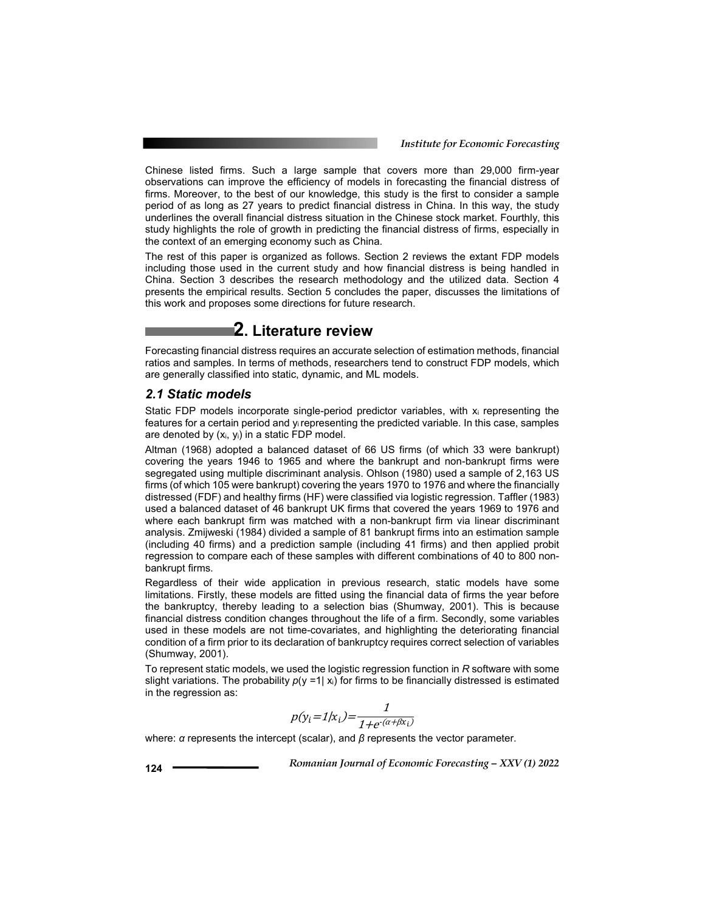Chinese listed firms. Such a large sample that covers more than 29,000 firm-year observations can improve the efficiency of models in forecasting the financial distress of firms. Moreover, to the best of our knowledge, this study is the first to consider a sample period of as long as 27 years to predict financial distress in China. In this way, the study underlines the overall financial distress situation in the Chinese stock market. Fourthly, this study highlights the role of growth in predicting the financial distress of firms, especially in the context of an emerging economy such as China.

The rest of this paper is organized as follows. Section 2 reviews the extant FDP models including those used in the current study and how financial distress is being handled in China. Section 3 describes the research methodology and the utilized data. Section 4 presents the empirical results. Section 5 concludes the paper, discusses the limitations of this work and proposes some directions for future research.

## 2. Literature review

Forecasting financial distress requires an accurate selection of estimation methods, financial ratios and samples. In terms of methods, researchers tend to construct FDP models, which are generally classified into static, dynamic, and ML models.

### *2.1 Static models*

Static FDP models incorporate single-period predictor variables, with $x_i$ representing the features for a certain period and $y_i$ representing the predicted variable. In this case, samples are denoted by $(x_i, y_i)$ in a static FDP model.

Altman (1968) adopted a balanced dataset of 66 US firms (of which 33 were bankrupt) covering the years 1946 to 1965 and where the bankrupt and non-bankrupt firms were segregated using multiple discriminant analysis. Ohlson (1980) used a sample of 2,163 US firms (of which 105 were bankrupt) covering the years 1970 to 1976 and where the financially distressed (FDF) and healthy firms (HF) were classified via logistic regression. Taffler (1983) used a balanced dataset of 46 bankrupt UK firms that covered the years 1969 to 1976 and where each bankrupt firm was matched with a non-bankrupt firm via linear discriminant analysis. Zmijweski (1984) divided a sample of 81 bankrupt firms into an estimation sample (including 40 firms) and a prediction sample (including 41 firms) and then applied probit regression to compare each of these samples with different combinations of 40 to 800 non-bankrupt firms.

Regardless of their wide application in previous research, static models have some limitations. Firstly, these models are fitted using the financial data of firms the year before the bankruptcy, thereby leading to a selection bias (Shumway, 2001). This is because financial distress condition changes throughout the life of a firm. Secondly, some variables used in these models are not time-covariates, and highlighting the deteriorating financial condition of a firm prior to its declaration of bankruptcy requires correct selection of variables (Shumway, 2001).

To represent static models, we used the logistic regression function in *R* software with some slight variations. The probability $p(y=1|x_i)$ for firms to be financially distressed is estimated in the regression as:

$$p(y_i=1|x_i)=\frac{1}{1+e^{-(\alpha+\beta x_i)}}$$

where: $\alpha$ represents the intercept (scalar), and $\beta$ represents the vector parameter.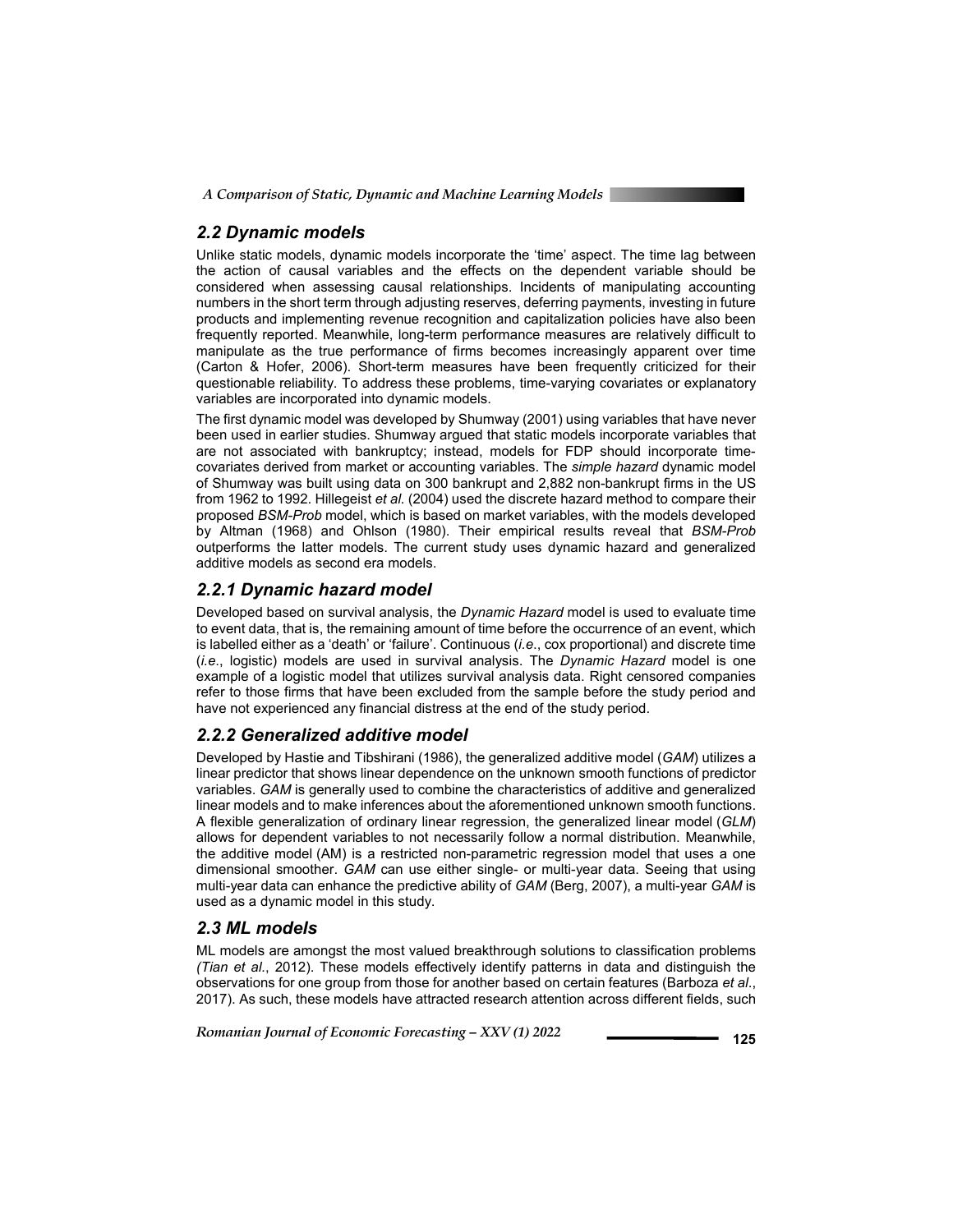## 2.2 Dynamic models

Unlike static models, dynamic models incorporate the 'time' aspect. The time lag between the action of causal variables and the effects on the dependent variable should be considered when assessing causal relationships. Incidents of manipulating accounting numbers in the short term through adjusting reserves, deferring payments, investing in future products and implementing revenue recognition and capitalization policies have also been frequently reported. Meanwhile, long-term performance measures are relatively difficult to manipulate as the true performance of firms becomes increasingly apparent over time (Carton & Hofer, 2006). Short-term measures have been frequently criticized for their questionable reliability. To address these problems, time-varying covariates or explanatory variables are incorporated into dynamic models.

The first dynamic model was developed by Shumway (2001) using variables that have never been used in earlier studies. Shumway argued that static models incorporate variables that are not associated with bankruptcy; instead, models for FDP should incorporate time-covariates derived from market or accounting variables. The *simple hazard* dynamic model of Shumway was built using data on 300 bankrupt and 2,882 non-bankrupt firms in the US from 1962 to 1992. Hillegeist *et al.* (2004) used the discrete hazard method to compare their proposed *BSM-Prob* model, which is based on market variables, with the models developed by Altman (1968) and Ohlson (1980). Their empirical results reveal that *BSM-Prob* outperforms the latter models. The current study uses dynamic hazard and generalized additive models as second era models.

### 2.2.1 Dynamic hazard model

Developed based on survival analysis, the *Dynamic Hazard* model is used to evaluate time to event data, that is, the remaining amount of time before the occurrence of an event, which is labelled either as a 'death' or 'failure'. Continuous (*i.e.*, cox proportional) and discrete time (*i.e.*, logistic) models are used in survival analysis. The *Dynamic Hazard* model is one example of a logistic model that utilizes survival analysis data. Right censored companies refer to those firms that have been excluded from the sample before the study period and have not experienced any financial distress at the end of the study period.

### 2.2.2 Generalized additive model

Developed by Hastie and Tibshirani (1986), the generalized additive model (*GAM*) utilizes a linear predictor that shows linear dependence on the unknown smooth functions of predictor variables. *GAM* is generally used to combine the characteristics of additive and generalized linear models and to make inferences about the aforementioned unknown smooth functions. A flexible generalization of ordinary linear regression, the generalized linear model (*GLM*) allows for dependent variables to not necessarily follow a normal distribution. Meanwhile, the additive model (AM) is a restricted non-parametric regression model that uses a one dimensional smoother. *GAM* can use either single- or multi-year data. Seeing that using multi-year data can enhance the predictive ability of *GAM* (Berg, 2007), a multi-year *GAM* is used as a dynamic model in this study.

## 2.3 ML models

ML models are amongst the most valued breakthrough solutions to classification problems *(Tian et al.*, 2012). These models effectively identify patterns in data and distinguish the observations for one group from those for another based on certain features (Barboza *et al*., 2017). As such, these models have attracted research attention across different fields, such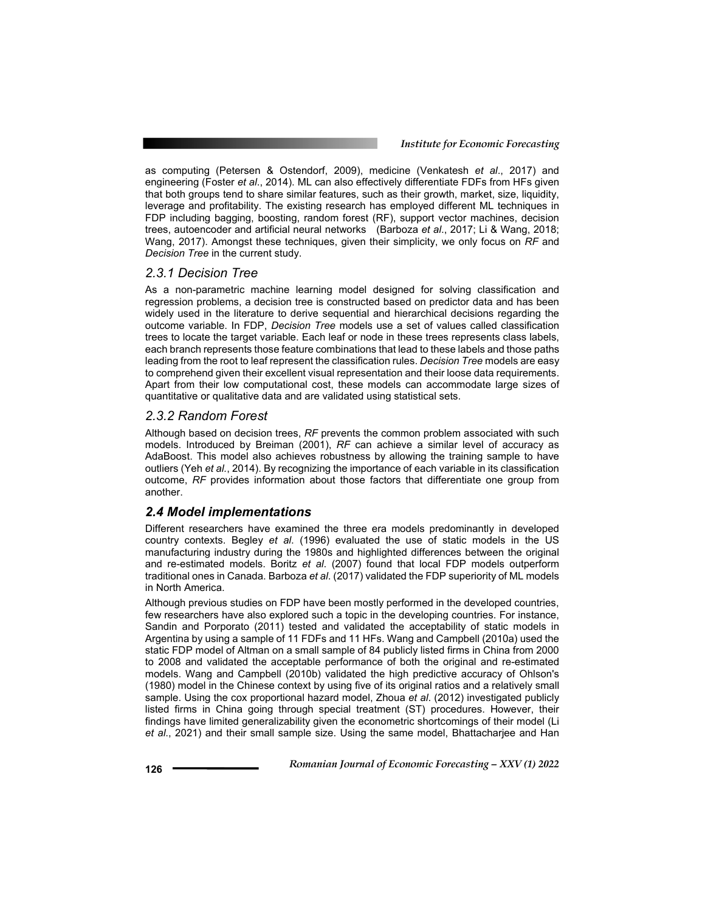as computing (Petersen & Ostendorf, 2009), medicine (Venkatesh *et al*., 2017) and engineering (Foster *et al*., 2014). ML can also effectively differentiate FDFs from HFs given that both groups tend to share similar features, such as their growth, market, size, liquidity, leverage and profitability. The existing research has employed different ML techniques in FDP including bagging, boosting, random forest (RF), support vector machines, decision trees, autoencoder and artificial neural networks (Barboza *et al*., 2017; Li & Wang, 2018; Wang, 2017). Amongst these techniques, given their simplicity, we only focus on *RF* and *Decision Tree* in the current study.

### *2.3.1 Decision Tree*

As a non-parametric machine learning model designed for solving classification and regression problems, a decision tree is constructed based on predictor data and has been widely used in the literature to derive sequential and hierarchical decisions regarding the outcome variable. In FDP, *Decision Tree* models use a set of values called classification trees to locate the target variable. Each leaf or node in these trees represents class labels, each branch represents those feature combinations that lead to these labels and those paths leading from the root to leaf represent the classification rules. *Decision Tree* models are easy to comprehend given their excellent visual representation and their loose data requirements. Apart from their low computational cost, these models can accommodate large sizes of quantitative or qualitative data and are validated using statistical sets.

### *2.3.2 Random Forest*

Although based on decision trees, *RF* prevents the common problem associated with such models. Introduced by Breiman (2001), *RF* can achieve a similar level of accuracy as AdaBoost. This model also achieves robustness by allowing the training sample to have outliers (Yeh *et al*., 2014). By recognizing the importance of each variable in its classification outcome, *RF* provides information about those factors that differentiate one group from another.

## ***2.4 Model implementations***

Different researchers have examined the three era models predominantly in developed country contexts. Begley *et al*. (1996) evaluated the use of static models in the US manufacturing industry during the 1980s and highlighted differences between the original and re-estimated models. Boritz *et al*. (2007) found that local FDP models outperform traditional ones in Canada. Barboza *et al*. (2017) validated the FDP superiority of ML models in North America.

Although previous studies on FDP have been mostly performed in the developed countries, few researchers have also explored such a topic in the developing countries. For instance, Sandin and Porporato (2011) tested and validated the acceptability of static models in Argentina by using a sample of 11 FDFs and 11 HFs. Wang and Campbell (2010a) used the static FDP model of Altman on a small sample of 84 publicly listed firms in China from 2000 to 2008 and validated the acceptable performance of both the original and re-estimated models. Wang and Campbell (2010b) validated the high predictive accuracy of Ohlson's (1980) model in the Chinese context by using five of its original ratios and a relatively small sample. Using the cox proportional hazard model, Zhoua *et al*. (2012) investigated publicly listed firms in China going through special treatment (ST) procedures. However, their findings have limited generalizability given the econometric shortcomings of their model (Li *et al*., 2021) and their small sample size. Using the same model, Bhattacharjee and Han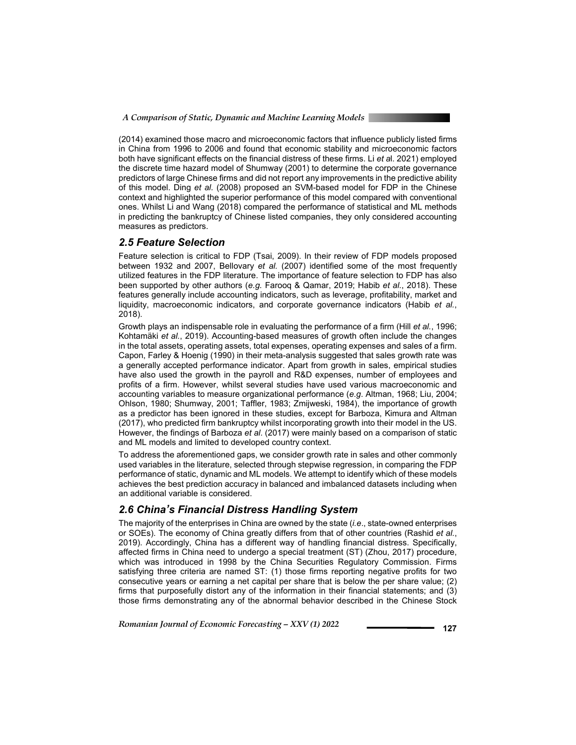(2014) examined those macro and microeconomic factors that influence publicly listed firms in China from 1996 to 2006 and found that economic stability and microeconomic factors both have significant effects on the financial distress of these firms. Li *et a*l. 2021) employed the discrete time hazard model of Shumway (2001) to determine the corporate governance predictors of large Chinese firms and did not report any improvements in the predictive ability of this model. Ding *et al.* (2008) proposed an SVM-based model for FDP in the Chinese context and highlighted the superior performance of this model compared with conventional ones. Whilst Li and Wang (2018) compared the performance of statistical and ML methods in predicting the bankruptcy of Chinese listed companies, they only considered accounting measures as predictors.

## *2.5 Feature Selection*

Feature selection is critical to FDP (Tsai, 2009). In their review of FDP models proposed between 1932 and 2007, Bellovary *et al.* (2007) identified some of the most frequently utilized features in the FDP literature. The importance of feature selection to FDP has also been supported by other authors (*e.g.* Farooq & Qamar, 2019; Habib *et al.*, 2018). These features generally include accounting indicators, such as leverage, profitability, market and liquidity, macroeconomic indicators, and corporate governance indicators (Habib *et al.*, 2018).

Growth plays an indispensable role in evaluating the performance of a firm (Hill *et al.*, 1996; Kohtamäki *et al.*, 2019). Accounting-based measures of growth often include the changes in the total assets, operating assets, total expenses, operating expenses and sales of a firm. Capon, Farley & Hoenig (1990) in their meta-analysis suggested that sales growth rate was a generally accepted performance indicator. Apart from growth in sales, empirical studies have also used the growth in the payroll and R&D expenses, number of employees and profits of a firm. However, whilst several studies have used various macroeconomic and accounting variables to measure organizational performance (*e.g.* Altman, 1968; Liu, 2004; Ohlson, 1980; Shumway, 2001; Taffler, 1983; Zmijweski, 1984), the importance of growth as a predictor has been ignored in these studies, except for Barboza, Kimura and Altman (2017), who predicted firm bankruptcy whilst incorporating growth into their model in the US. However, the findings of Barboza *et al.* (2017) were mainly based on a comparison of static and ML models and limited to developed country context.

To address the aforementioned gaps, we consider growth rate in sales and other commonly used variables in the literature, selected through stepwise regression, in comparing the FDP performance of static, dynamic and ML models. We attempt to identify which of these models achieves the best prediction accuracy in balanced and imbalanced datasets including when an additional variable is considered.

## *2.6 China's Financial Distress Handling System*

The majority of the enterprises in China are owned by the state (*i.e*., state-owned enterprises or SOEs). The economy of China greatly differs from that of other countries (Rashid *et al.*, 2019). Accordingly, China has a different way of handling financial distress. Specifically, affected firms in China need to undergo a special treatment (ST) (Zhou, 2017) procedure, which was introduced in 1998 by the China Securities Regulatory Commission. Firms satisfying three criteria are named ST: (1) those firms reporting negative profits for two consecutive years or earning a net capital per share that is below the per share value; (2) firms that purposefully distort any of the information in their financial statements; and (3) those firms demonstrating any of the abnormal behavior described in the Chinese Stock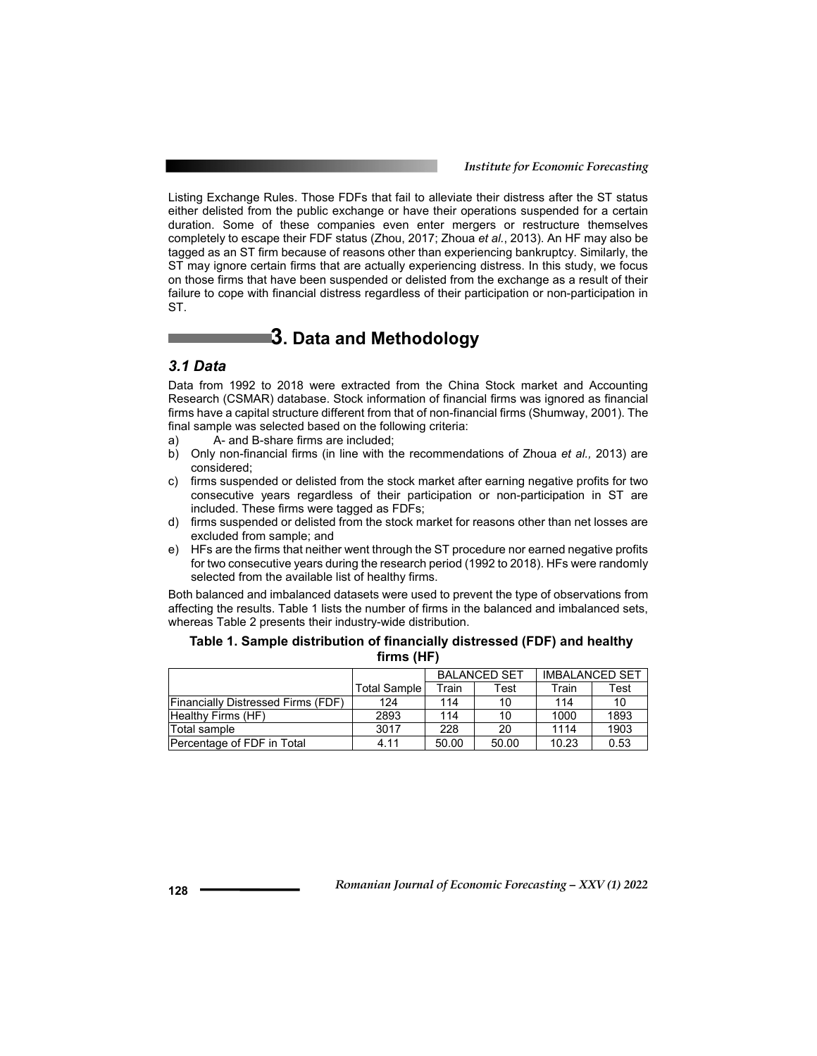Listing Exchange Rules. Those FDFs that fail to alleviate their distress after the ST status either delisted from the public exchange or have their operations suspended for a certain duration. Some of these companies even enter mergers or restructure themselves completely to escape their FDF status (Zhou, 2017; Zhoua *et al.*, 2013). An HF may also be tagged as an ST firm because of reasons other than experiencing bankruptcy. Similarly, the ST may ignore certain firms that are actually experiencing distress. In this study, we focus on those firms that have been suspended or delisted from the exchange as a result of their failure to cope with financial distress regardless of their participation or non-participation in ST.

# 3. Data and Methodology

## 3.1 Data

Data from 1992 to 2018 were extracted from the China Stock market and Accounting Research (CSMAR) database. Stock information of financial firms was ignored as financial firms have a capital structure different from that of non-financial firms (Shumway, 2001). The final sample was selected based on the following criteria:

a) A- and B-share firms are included;
b) Only non-financial firms (in line with the recommendations of Zhoua *et al.,* 2013) are considered;
c) firms suspended or delisted from the stock market after earning negative profits for two consecutive years regardless of their participation or non-participation in ST are included. These firms were tagged as FDFs;
d) firms suspended or delisted from the stock market for reasons other than net losses are excluded from sample; and
e) HFs are the firms that neither went through the ST procedure nor earned negative profits for two consecutive years during the research period (1992 to 2018). HFs were randomly selected from the available list of healthy firms.

Both balanced and imbalanced datasets were used to prevent the type of observations from affecting the results. Table 1 lists the number of firms in the balanced and imbalanced sets, whereas Table 2 presents their industry-wide distribution.

**Table 1. Sample distribution of financially distressed (FDF) and healthy firms (HF)**

| | | BALANCED SET | | IMBALANCED SET | |
|---|---|---|---|---|---|
| | Total Sample | Train | Test | Train | Test |
| Financially Distressed Firms (FDF) | 124 | 114 | 10 | 114 | 10 |
| Healthy Firms (HF) | 2893 | 114 | 10 | 1000 | 1893 |
| Total sample | 3017 | 228 | 20 | 1114 | 1903 |
| Percentage of FDF in Total | 4.11 | 50.00 | 50.00 | 10.23 | 0.53 |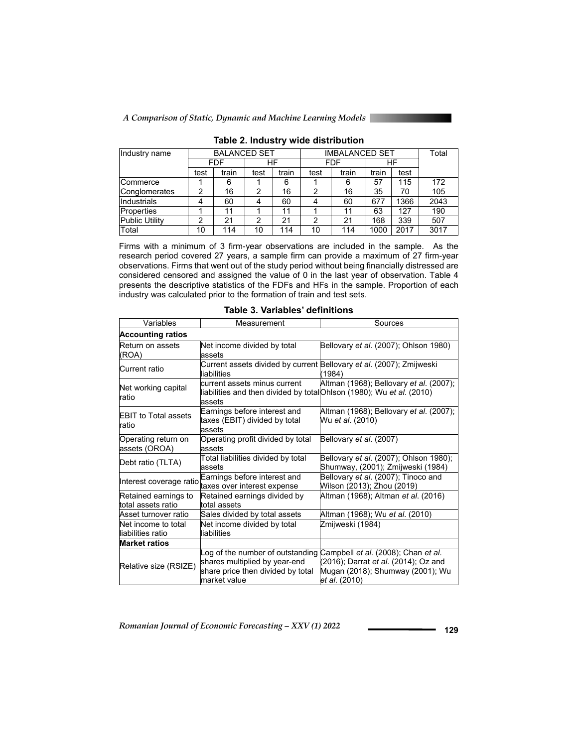**Table 2. Industry wide distribution**

| Industry name | BALANCED SET | | | | IMBALANCED SET | | | | Total |
|---|---|---|---|---|---|---|---|---|---|
| | FDF | | HF | | FDF | | HF | | |
| | test | train | test | train | test | train | train | test | |
| Commerce | 1 | 6 | 1 | 6 | 1 | 6 | 57 | 115 | 172 |
| Conglomerates | 2 | 16 | 2 | 16 | 2 | 16 | 35 | 70 | 105 |
| Industrials | 4 | 60 | 4 | 60 | 4 | 60 | 677 | 1366 | 2043 |
| Properties | 1 | 11 | 1 | 11 | 1 | 11 | 63 | 127 | 190 |
| Public Utility | 2 | 21 | 2 | 21 | 2 | 21 | 168 | 339 | 507 |
| Total | 10 | 114 | 10 | 114 | 10 | 114 | 1000 | 2017 | 3017 |

Firms with a minimum of 3 firm-year observations are included in the sample. As the research period covered 27 years, a sample firm can provide a maximum of 27 firm-year observations. Firms that went out of the study period without being financially distressed are considered censored and assigned the value of 0 in the last year of observation. Table 4 presents the descriptive statistics of the FDFs and HFs in the sample. Proportion of each industry was calculated prior to the formation of train and test sets.

**Table 3. Variables' definitions**

| Variables | Measurement | Sources |
|---|---|---|
| **Accounting ratios** | | |
| Return on assets (ROA) | Net income divided by total assets | Bellovary *et al*. (2007); Ohlson 1980) |
| Current ratio | Current assets divided by current liabilities | Bellovary *et al*. (2007); Zmijweski (1984) |
| Net working capital ratio | current assets minus current liabilities and then divided by total assets | Altman (1968); Bellovary *et al*. (2007); Ohlson (1980); Wu *et al*. (2010) |
| EBIT to Total assets ratio | Earnings before interest and taxes (EBIT) divided by total assets | Altman (1968); Bellovary *et al*. (2007); Wu *et al*. (2010) |
| Operating return on assets (OROA) | Operating profit divided by total assets | Bellovary *et al*. (2007) |
| Debt ratio (TLTA) | Total liabilities divided by total assets | Bellovary *et al*. (2007); Ohlson 1980); Shumway, (2001); Zmijweski (1984) |
| Interest coverage ratio | Earnings before interest and taxes over interest expense | Bellovary *et al*. (2007); Tinoco and Wilson (2013); Zhou (2019) |
| Retained earnings to total assets ratio | Retained earnings divided by total assets | Altman (1968); Altman *et al*. (2016) |
| Asset turnover ratio | Sales divided by total assets | Altman (1968); Wu *et al*. (2010) |
| Net income to total liabilities ratio | Net income divided by total liabilities | Zmijweski (1984) |
| **Market ratios** | | |
| Relative size (RSIZE) | Log of the number of outstanding shares multiplied by year-end share price then divided by total market value | Campbell *et al*. (2008); Chan *et al*. (2016); Darrat *et al*. (2014); Oz and Mugan (2018); Shumway (2001); Wu *et al*. (2010) |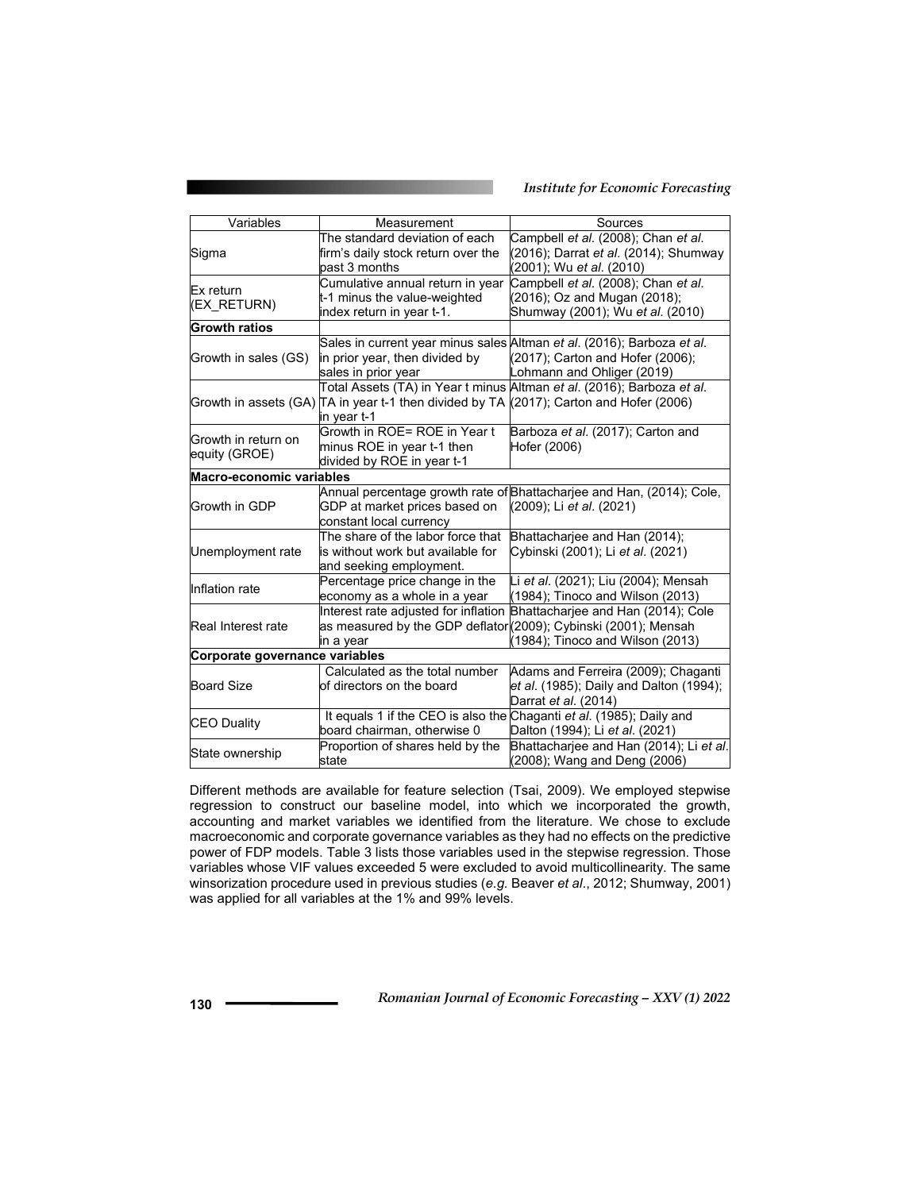| Variables | Measurement | Sources |
|---|---|---|
| Sigma | The standard deviation of each firm's daily stock return over the past 3 months | Campbell *et al.* (2008); Chan *et al.* (2016); Darrat *et al.* (2014); Shumway (2001); Wu *et al.* (2010) |
| Ex return (EX_RETURN) | Cumulative annual return in year t-1 minus the value-weighted index return in year t-1. | Campbell *et al.* (2008); Chan *et al.* (2016); Oz and Mugan (2018); Shumway (2001); Wu *et al.* (2010) |
| **Growth ratios** | | |
| Growth in sales (GS) | Sales in current year minus sales in prior year, then divided by sales in prior year | Altman *et al.* (2016); Barboza *et al.* (2017); Carton and Hofer (2006); Lohmann and Ohliger (2019) |
| Growth in assets (GA) | Total Assets (TA) in Year t minus TA in year t-1 then divided by TA in year t-1 | Altman *et al.* (2016); Barboza *et al.* (2017); Carton and Hofer (2006) |
| Growth in return on equity (GROE) | Growth in ROE= ROE in Year t minus ROE in year t-1 then divided by ROE in year t-1 | Barboza *et al.* (2017); Carton and Hofer (2006) |
| **Macro-economic variables** | | |
| Growth in GDP | Annual percentage growth rate of GDP at market prices based on constant local currency | Bhattacharjee and Han, (2014); Cole, (2009); Li *et al.* (2021) |
| Unemployment rate | The share of the labor force that is without work but available for and seeking employment. | Bhattacharjee and Han (2014); Cybinski (2001); Li *et al.* (2021) |
| Inflation rate | Percentage price change in the economy as a whole in a year | Li *et al.* (2021); Liu (2004); Mensah (1984); Tinoco and Wilson (2013) |
| Real Interest rate | Interest rate adjusted for inflation as measured by the GDP deflator in a year | Bhattacharjee and Han (2014); Cole (2009); Cybinski (2001); Mensah (1984); Tinoco and Wilson (2013) |
| **Corporate governance variables** | | |
| Board Size | Calculated as the total number of directors on the board | Adams and Ferreira (2009); Chaganti *et al.* (1985); Daily and Dalton (1994); Darrat *et al.* (2014) |
| CEO Duality | It equals 1 if the CEO is also the board chairman, otherwise 0 | Chaganti *et al.* (1985); Daily and Dalton (1994); Li *et al.* (2021) |
| State ownership | Proportion of shares held by the state | Bhattacharjee and Han (2014); Li *et al.* (2008); Wang and Deng (2006) |

Different methods are available for feature selection (Tsai, 2009). We employed stepwise regression to construct our baseline model, into which we incorporated the growth, accounting and market variables we identified from the literature. We chose to exclude macroeconomic and corporate governance variables as they had no effects on the predictive power of FDP models. Table 3 lists those variables used in the stepwise regression. Those variables whose VIF values exceeded 5 were excluded to avoid multicollinearity. The same winsorization procedure used in previous studies (*e.g.* Beaver *et al.*, 2012; Shumway, 2001) was applied for all variables at the 1% and 99% levels.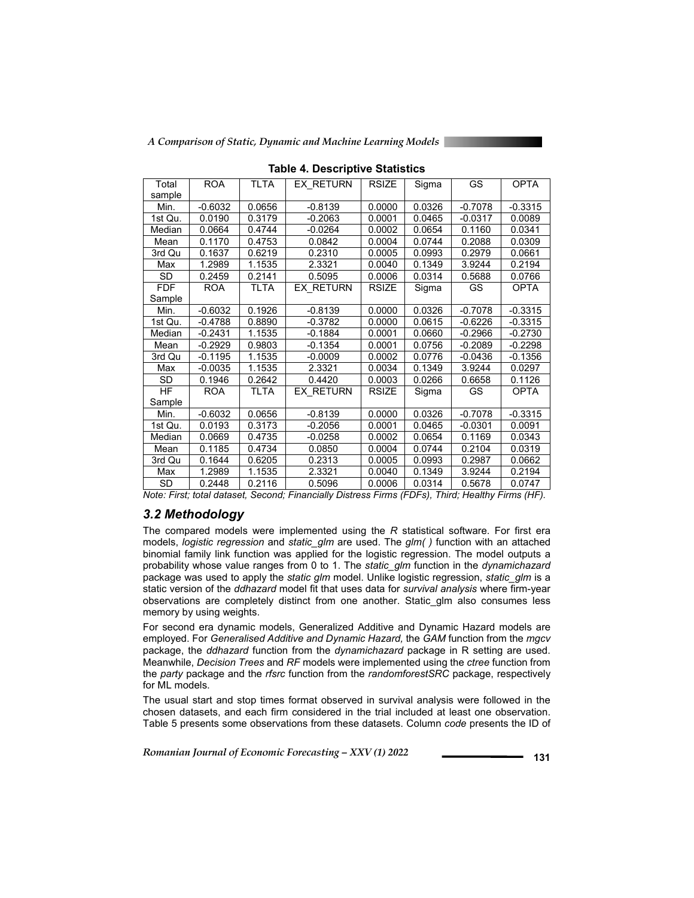**Table 4. Descriptive Statistics**

| Total sample | ROA | TLTA | EX_RETURN | RSIZE | Sigma | GS | OPTA |
|---|---|---|---|---|---|---|---|
| Min. | -0.6032 | 0.0656 | -0.8139 | 0.0000 | 0.0326 | -0.7078 | -0.3315 |
| 1st Qu. | 0.0190 | 0.3179 | -0.2063 | 0.0001 | 0.0465 | -0.0317 | 0.0089 |
| Median | 0.0664 | 0.4744 | -0.0264 | 0.0002 | 0.0654 | 0.1160 | 0.0341 |
| Mean | 0.1170 | 0.4753 | 0.0842 | 0.0004 | 0.0744 | 0.2088 | 0.0309 |
| 3rd Qu | 0.1637 | 0.6219 | 0.2310 | 0.0005 | 0.0993 | 0.2979 | 0.0661 |
| Max | 1.2989 | 1.1535 | 2.3321 | 0.0040 | 0.1349 | 3.9244 | 0.2194 |
| SD | 0.2459 | 0.2141 | 0.5095 | 0.0006 | 0.0314 | 0.5688 | 0.0766 |
| FDF Sample | ROA | TLTA | EX_RETURN | RSIZE | Sigma | GS | OPTA |
| Min. | -0.6032 | 0.1926 | -0.8139 | 0.0000 | 0.0326 | -0.7078 | -0.3315 |
| 1st Qu. | -0.4788 | 0.8890 | -0.3782 | 0.0000 | 0.0615 | -0.6226 | -0.3315 |
| Median | -0.2431 | 1.1535 | -0.1884 | 0.0001 | 0.0660 | -0.2966 | -0.2730 |
| Mean | -0.2929 | 0.9803 | -0.1354 | 0.0001 | 0.0756 | -0.2089 | -0.2298 |
| 3rd Qu | -0.1195 | 1.1535 | -0.0009 | 0.0002 | 0.0776 | -0.0436 | -0.1356 |
| Max | -0.0035 | 1.1535 | 2.3321 | 0.0034 | 0.1349 | 3.9244 | 0.0297 |
| SD | 0.1946 | 0.2642 | 0.4420 | 0.0003 | 0.0266 | 0.6658 | 0.1126 |
| HF Sample | ROA | TLTA | EX_RETURN | RSIZE | Sigma | GS | OPTA |
| Min. | -0.6032 | 0.0656 | -0.8139 | 0.0000 | 0.0326 | -0.7078 | -0.3315 |
| 1st Qu. | 0.0193 | 0.3173 | -0.2056 | 0.0001 | 0.0465 | -0.0301 | 0.0091 |
| Median | 0.0669 | 0.4735 | -0.0258 | 0.0002 | 0.0654 | 0.1169 | 0.0343 |
| Mean | 0.1185 | 0.4734 | 0.0850 | 0.0004 | 0.0744 | 0.2104 | 0.0319 |
| 3rd Qu | 0.1644 | 0.6205 | 0.2313 | 0.0005 | 0.0993 | 0.2987 | 0.0662 |
| Max | 1.2989 | 1.1535 | 2.3321 | 0.0040 | 0.1349 | 3.9244 | 0.2194 |
| SD | 0.2448 | 0.2116 | 0.5096 | 0.0006 | 0.0314 | 0.5678 | 0.0747 |

*Note: First; total dataset, Second; Financially Distress Firms (FDFs), Third; Healthy Firms (HF).*

## 3.2 Methodology

The compared models were implemented using the *R* statistical software. For first era models, *logistic regression* and *static_glm* are used. The *glm( )* function with an attached binomial family link function was applied for the logistic regression. The model outputs a probability whose value ranges from 0 to 1. The *static_glm* function in the *dynamichazard* package was used to apply the *static glm* model. Unlike logistic regression, *static_glm* is a static version of the *ddhazard* model fit that uses data for *survival analysis* where firm-year observations are completely distinct from one another. Static_glm also consumes less memory by using weights.

For second era dynamic models, Generalized Additive and Dynamic Hazard models are employed. For *Generalised Additive and Dynamic Hazard,* the *GAM* function from the *mgcv* package, the *ddhazard* function from the *dynamichazard* package in R setting are used. Meanwhile, *Decision Trees* and *RF* models were implemented using the *ctree* function from the *party* package and the *rfsrc* function from the *randomforestSRC* package, respectively for ML models.

The usual start and stop times format observed in survival analysis were followed in the chosen datasets, and each firm considered in the trial included at least one observation. Table 5 presents some observations from these datasets. Column *code* presents the ID of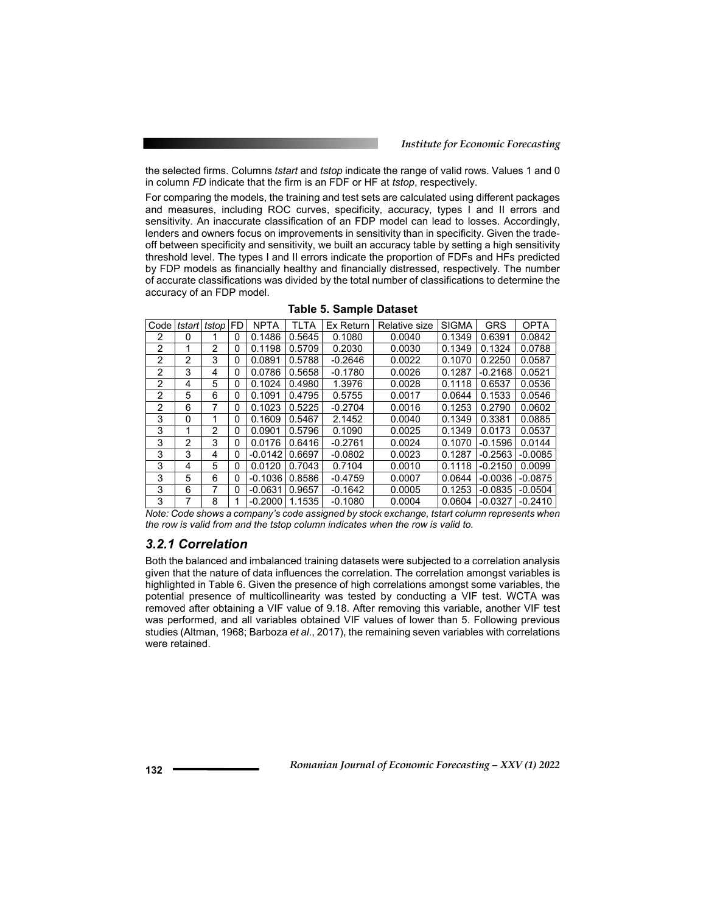the selected firms. Columns *tstart* and *tstop* indicate the range of valid rows. Values 1 and 0 in column *FD* indicate that the firm is an FDF or HF at *tstop*, respectively.

For comparing the models, the training and test sets are calculated using different packages and measures, including ROC curves, specificity, accuracy, types I and II errors and sensitivity. An inaccurate classification of an FDP model can lead to losses. Accordingly, lenders and owners focus on improvements in sensitivity than in specificity. Given the trade-off between specificity and sensitivity, we built an accuracy table by setting a high sensitivity threshold level. The types I and II errors indicate the proportion of FDFs and HFs predicted by FDP models as financially healthy and financially distressed, respectively. The number of accurate classifications was divided by the total number of classifications to determine the accuracy of an FDP model.

**Table 5. Sample Dataset**

| Code | *tstart* | *tstop* | FD | NPTA | TLTA | Ex Return | Relative size | SIGMA | GRS | OPTA |
|---|---|---|---|---|---|---|---|---|---|---|
| 2 | 0 | 1 | 0 | 0.1486 | 0.5645 | 0.1080 | 0.0040 | 0.1349 | 0.6391 | 0.0842 |
| 2 | 1 | 2 | 0 | 0.1198 | 0.5709 | 0.2030 | 0.0030 | 0.1349 | 0.1324 | 0.0788 |
| 2 | 2 | 3 | 0 | 0.0891 | 0.5788 | -0.2646 | 0.0022 | 0.1070 | 0.2250 | 0.0587 |
| 2 | 3 | 4 | 0 | 0.0786 | 0.5658 | -0.1780 | 0.0026 | 0.1287 | -0.2168 | 0.0521 |
| 2 | 4 | 5 | 0 | 0.1024 | 0.4980 | 1.3976 | 0.0028 | 0.1118 | 0.6537 | 0.0536 |
| 2 | 5 | 6 | 0 | 0.1091 | 0.4795 | 0.5755 | 0.0017 | 0.0644 | 0.1533 | 0.0546 |
| 2 | 6 | 7 | 0 | 0.1023 | 0.5225 | -0.2704 | 0.0016 | 0.1253 | 0.2790 | 0.0602 |
| 3 | 0 | 1 | 0 | 0.1609 | 0.5467 | 2.1452 | 0.0040 | 0.1349 | 0.3381 | 0.0885 |
| 3 | 1 | 2 | 0 | 0.0901 | 0.5796 | 0.1090 | 0.0025 | 0.1349 | 0.0173 | 0.0537 |
| 3 | 2 | 3 | 0 | 0.0176 | 0.6416 | -0.2761 | 0.0024 | 0.1070 | -0.1596 | 0.0144 |
| 3 | 3 | 4 | 0 | -0.0142 | 0.6697 | -0.0802 | 0.0023 | 0.1287 | -0.2563 | -0.0085 |
| 3 | 4 | 5 | 0 | 0.0120 | 0.7043 | 0.7104 | 0.0010 | 0.1118 | -0.2150 | 0.0099 |
| 3 | 5 | 6 | 0 | -0.1036 | 0.8586 | -0.4759 | 0.0007 | 0.0644 | -0.0036 | -0.0875 |
| 3 | 6 | 7 | 0 | -0.0631 | 0.9657 | -0.1642 | 0.0005 | 0.1253 | -0.0835 | -0.0504 |
| 3 | 7 | 8 | 1 | -0.2000 | 1.1535 | -0.1080 | 0.0004 | 0.0604 | -0.0327 | -0.2410 |

*Note: Code shows a company's code assigned by stock exchange, tstart column represents when the row is valid from and the tstop column indicates when the row is valid to.*

### 3.2.1 Correlation

Both the balanced and imbalanced training datasets were subjected to a correlation analysis given that the nature of data influences the correlation. The correlation amongst variables is highlighted in Table 6. Given the presence of high correlations amongst some variables, the potential presence of multicollinearity was tested by conducting a VIF test. WCTA was removed after obtaining a VIF value of 9.18. After removing this variable, another VIF test was performed, and all variables obtained VIF values of lower than 5. Following previous studies (Altman, 1968; Barboza *et al*., 2017), the remaining seven variables with correlations were retained.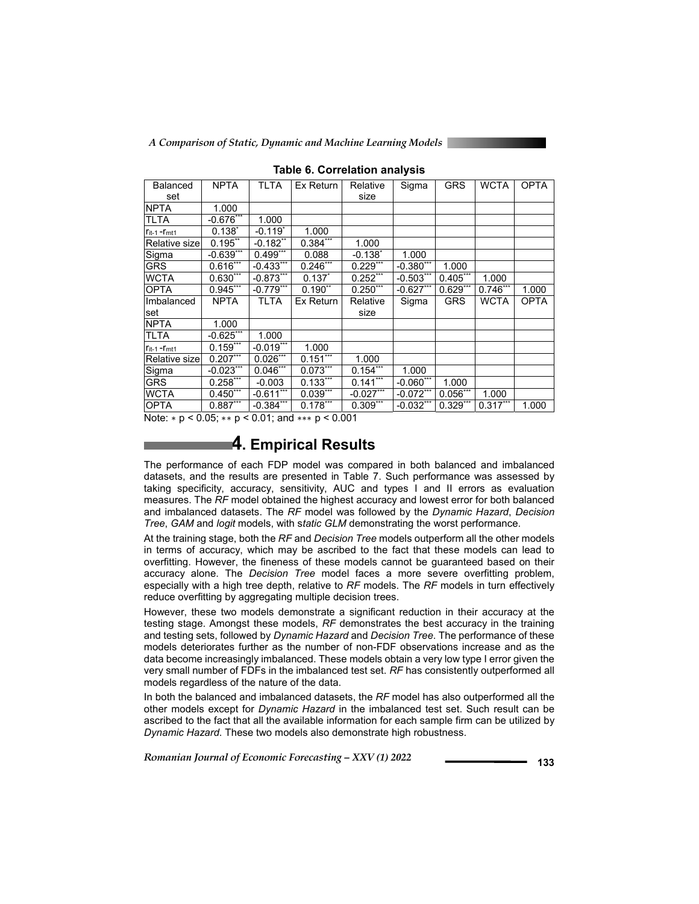**Table 6. Correlation analysis**

| Balanced set | NPTA | TLTA | Ex Return | Relative size | Sigma | GRS | WCTA | OPTA |
|---|---|---|---|---|---|---|---|---|
| NPTA | 1.000 | | | | | | | |
| TLTA | -0.676*** | 1.000 | | | | | | |
| $r_{it-1} - r_{mt1}$ | 0.138* | -0.119* | 1.000 | | | | | |
| Relative size | 0.195** | -0.182** | 0.384*** | 1.000 | | | | |
| Sigma | -0.639*** | 0.499*** | 0.088 | -0.138* | 1.000 | | | |
| GRS | 0.616*** | -0.433*** | 0.246*** | 0.229*** | -0.380*** | 1.000 | | |
| WCTA | 0.630*** | -0.873*** | 0.137* | 0.252*** | -0.503*** | 0.405*** | 1.000 | |
| OPTA | 0.945*** | -0.779*** | 0.190** | 0.250*** | -0.627*** | 0.629*** | 0.746*** | 1.000 |
| **Imbalanced set** | **NPTA** | **TLTA** | **Ex Return** | **Relative size** | **Sigma** | **GRS** | **WCTA** | **OPTA** |
| NPTA | 1.000 | | | | | | | |
| TLTA | -0.625*** | 1.000 | | | | | | |
| $r_{it-1} - r_{mt1}$ | 0.159*** | -0.019*** | 1.000 | | | | | |
| Relative size | 0.207*** | 0.026*** | 0.151*** | 1.000 | | | | |
| Sigma | -0.023*** | 0.046*** | 0.073*** | 0.154*** | 1.000 | | | |
| GRS | 0.258*** | -0.003 | 0.133*** | 0.141*** | -0.060*** | 1.000 | | |
| WCTA | 0.450*** | -0.611*** | 0.039*** | -0.027*** | -0.072*** | 0.056*** | 1.000 | |
| OPTA | 0.887*** | -0.384*** | 0.178*** | 0.309*** | -0.032*** | 0.329*** | 0.317*** | 1.000 |

Note: * $p < 0.05$; ** $p < 0.01$; and *** $p < 0.001$

## 4. Empirical Results

The performance of each FDP model was compared in both balanced and imbalanced datasets, and the results are presented in Table 7. Such performance was assessed by taking specificity, accuracy, sensitivity, AUC and types I and II errors as evaluation measures. The *RF* model obtained the highest accuracy and lowest error for both balanced and imbalanced datasets. The *RF* model was followed by the *Dynamic Hazard*, *Decision Tree*, *GAM* and *logit* models, with s*tatic GLM* demonstrating the worst performance.

At the training stage, both the *RF* and *Decision Tree* models outperform all the other models in terms of accuracy, which may be ascribed to the fact that these models can lead to overfitting. However, the fineness of these models cannot be guaranteed based on their accuracy alone. The *Decision Tree* model faces a more severe overfitting problem, especially with a high tree depth, relative to *RF* models. The *RF* models in turn effectively reduce overfitting by aggregating multiple decision trees.

However, these two models demonstrate a significant reduction in their accuracy at the testing stage. Amongst these models, *RF* demonstrates the best accuracy in the training and testing sets, followed by *Dynamic Hazard* and *Decision Tree*. The performance of these models deteriorates further as the number of non-FDF observations increase and as the data become increasingly imbalanced. These models obtain a very low type I error given the very small number of FDFs in the imbalanced test set. *RF* has consistently outperformed all models regardless of the nature of the data.

In both the balanced and imbalanced datasets, the *RF* model has also outperformed all the other models except for *Dynamic Hazard* in the imbalanced test set. Such result can be ascribed to the fact that all the available information for each sample firm can be utilized by *Dynamic Hazard*. These two models also demonstrate high robustness.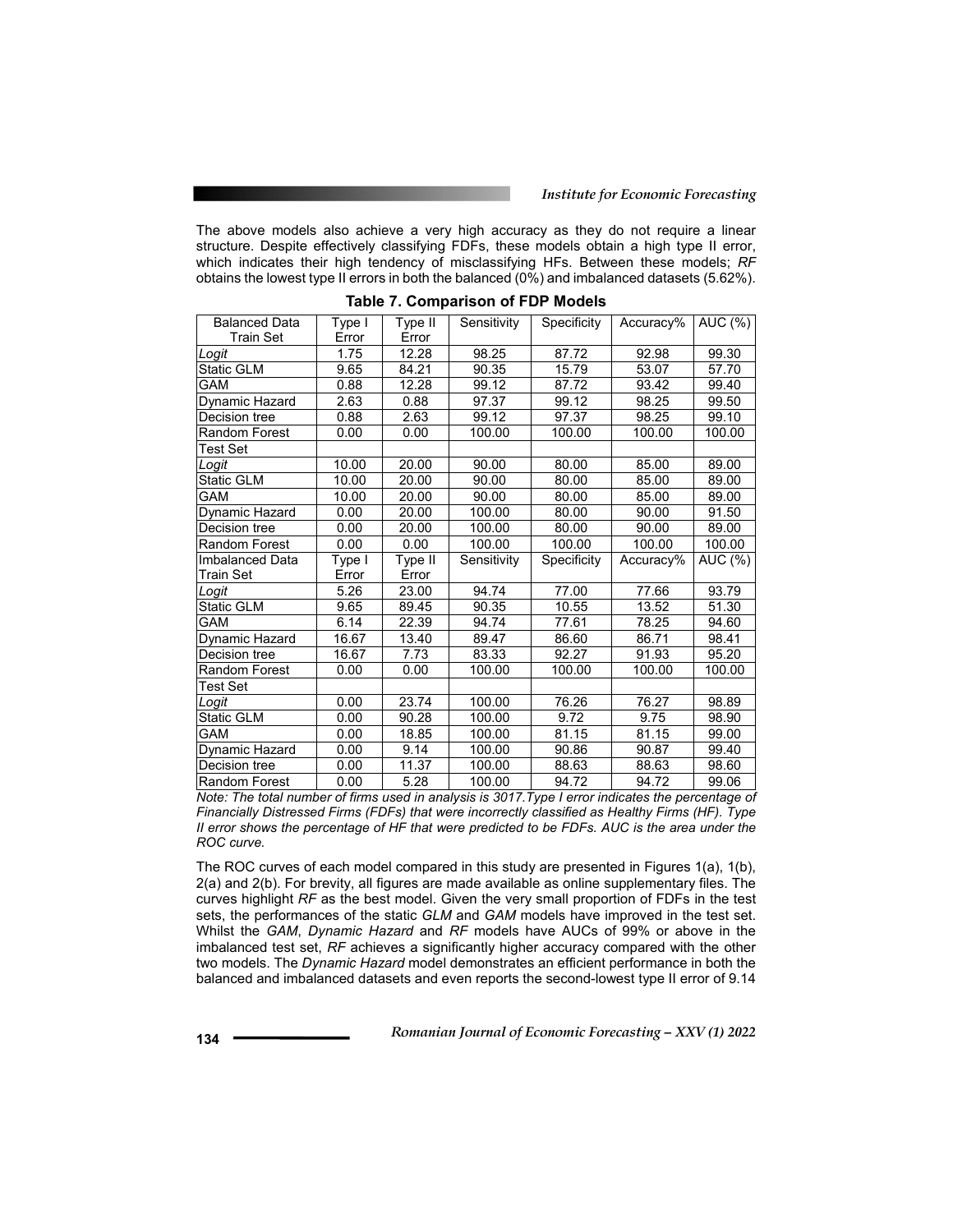The above models also achieve a very high accuracy as they do not require a linear structure. Despite effectively classifying FDFs, these models obtain a high type II error, which indicates their high tendency of misclassifying HFs. Between these models; *RF* obtains the lowest type II errors in both the balanced (0%) and imbalanced datasets (5.62%).

**Table 7. Comparison of FDP Models**

| Balanced Data Train Set | Type I Error | Type II Error | Sensitivity | Specificity | Accuracy% | AUC (%) |
|---|---|---|---|---|---|---|
| *Logit* | 1.75 | 12.28 | 98.25 | 87.72 | 92.98 | 99.30 |
| Static GLM | 9.65 | 84.21 | 90.35 | 15.79 | 53.07 | 57.70 |
| GAM | 0.88 | 12.28 | 99.12 | 87.72 | 93.42 | 99.40 |
| Dynamic Hazard | 2.63 | 0.88 | 97.37 | 99.12 | 98.25 | 99.50 |
| Decision tree | 0.88 | 2.63 | 99.12 | 97.37 | 98.25 | 99.10 |
| Random Forest | 0.00 | 0.00 | 100.00 | 100.00 | 100.00 | 100.00 |
| Test Set | | | | | | |
| *Logit* | 10.00 | 20.00 | 90.00 | 80.00 | 85.00 | 89.00 |
| Static GLM | 10.00 | 20.00 | 90.00 | 80.00 | 85.00 | 89.00 |
| GAM | 10.00 | 20.00 | 90.00 | 80.00 | 85.00 | 89.00 |
| Dynamic Hazard | 0.00 | 20.00 | 100.00 | 80.00 | 90.00 | 91.50 |
| Decision tree | 0.00 | 20.00 | 100.00 | 80.00 | 90.00 | 89.00 |
| Random Forest | 0.00 | 0.00 | 100.00 | 100.00 | 100.00 | 100.00 |
| Imbalanced Data Train Set | Type I Error | Type II Error | Sensitivity | Specificity | Accuracy% | AUC (%) |
| *Logit* | 5.26 | 23.00 | 94.74 | 77.00 | 77.66 | 93.79 |
| Static GLM | 9.65 | 89.45 | 90.35 | 10.55 | 13.52 | 51.30 |
| GAM | 6.14 | 22.39 | 94.74 | 77.61 | 78.25 | 94.60 |
| Dynamic Hazard | 16.67 | 13.40 | 89.47 | 86.60 | 86.71 | 98.41 |
| Decision tree | 16.67 | 7.73 | 83.33 | 92.27 | 91.93 | 95.20 |
| Random Forest | 0.00 | 0.00 | 100.00 | 100.00 | 100.00 | 100.00 |
| Test Set | | | | | | |
| *Logit* | 0.00 | 23.74 | 100.00 | 76.26 | 76.27 | 98.89 |
| Static GLM | 0.00 | 90.28 | 100.00 | 9.72 | 9.75 | 98.90 |
| GAM | 0.00 | 18.85 | 100.00 | 81.15 | 81.15 | 99.00 |
| Dynamic Hazard | 0.00 | 9.14 | 100.00 | 90.86 | 90.87 | 99.40 |
| Decision tree | 0.00 | 11.37 | 100.00 | 88.63 | 88.63 | 98.60 |
| Random Forest | 0.00 | 5.28 | 100.00 | 94.72 | 94.72 | 99.06 |

*Note: The total number of firms used in analysis is 3017.Type I error indicates the percentage of Financially Distressed Firms (FDFs) that were incorrectly classified as Healthy Firms (HF). Type II error shows the percentage of HF that were predicted to be FDFs. AUC is the area under the ROC curve.*

The ROC curves of each model compared in this study are presented in Figures 1(a), 1(b), 2(a) and 2(b). For brevity, all figures are made available as online supplementary files. The curves highlight *RF* as the best model. Given the very small proportion of FDFs in the test sets, the performances of the static *GLM* and *GAM* models have improved in the test set. Whilst the *GAM*, *Dynamic Hazard* and *RF* models have AUCs of 99% or above in the imbalanced test set, *RF* achieves a significantly higher accuracy compared with the other two models. The *Dynamic Hazard* model demonstrates an efficient performance in both the balanced and imbalanced datasets and even reports the second-lowest type II error of 9.14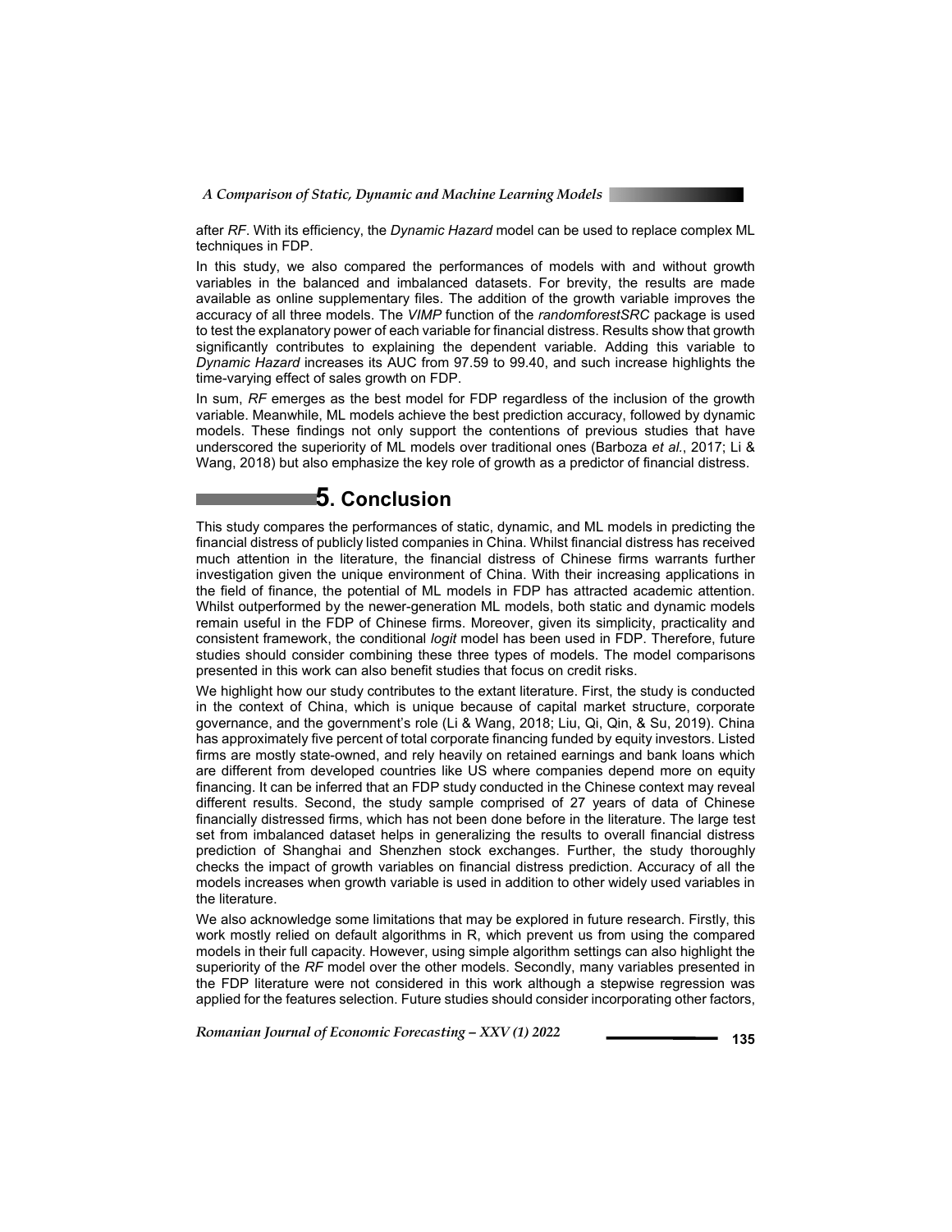after *RF*. With its efficiency, the *Dynamic Hazard* model can be used to replace complex ML techniques in FDP.

In this study, we also compared the performances of models with and without growth variables in the balanced and imbalanced datasets. For brevity, the results are made available as online supplementary files. The addition of the growth variable improves the accuracy of all three models. The *VIMP* function of the *randomforestSRC* package is used to test the explanatory power of each variable for financial distress. Results show that growth significantly contributes to explaining the dependent variable. Adding this variable to *Dynamic Hazard* increases its AUC from 97.59 to 99.40, and such increase highlights the time-varying effect of sales growth on FDP.

In sum, *RF* emerges as the best model for FDP regardless of the inclusion of the growth variable. Meanwhile, ML models achieve the best prediction accuracy, followed by dynamic models. These findings not only support the contentions of previous studies that have underscored the superiority of ML models over traditional ones (Barboza *et al.*, 2017; Li & Wang, 2018) but also emphasize the key role of growth as a predictor of financial distress.

## 5. Conclusion

This study compares the performances of static, dynamic, and ML models in predicting the financial distress of publicly listed companies in China. Whilst financial distress has received much attention in the literature, the financial distress of Chinese firms warrants further investigation given the unique environment of China. With their increasing applications in the field of finance, the potential of ML models in FDP has attracted academic attention. Whilst outperformed by the newer-generation ML models, both static and dynamic models remain useful in the FDP of Chinese firms. Moreover, given its simplicity, practicality and consistent framework, the conditional *logit* model has been used in FDP. Therefore, future studies should consider combining these three types of models. The model comparisons presented in this work can also benefit studies that focus on credit risks.

We highlight how our study contributes to the extant literature. First, the study is conducted in the context of China, which is unique because of capital market structure, corporate governance, and the government's role (Li & Wang, 2018; Liu, Qi, Qin, & Su, 2019). China has approximately five percent of total corporate financing funded by equity investors. Listed firms are mostly state-owned, and rely heavily on retained earnings and bank loans which are different from developed countries like US where companies depend more on equity financing. It can be inferred that an FDP study conducted in the Chinese context may reveal different results. Second, the study sample comprised of 27 years of data of Chinese financially distressed firms, which has not been done before in the literature. The large test set from imbalanced dataset helps in generalizing the results to overall financial distress prediction of Shanghai and Shenzhen stock exchanges. Further, the study thoroughly checks the impact of growth variables on financial distress prediction. Accuracy of all the models increases when growth variable is used in addition to other widely used variables in the literature.

We also acknowledge some limitations that may be explored in future research. Firstly, this work mostly relied on default algorithms in R, which prevent us from using the compared models in their full capacity. However, using simple algorithm settings can also highlight the superiority of the *RF* model over the other models. Secondly, many variables presented in the FDP literature were not considered in this work although a stepwise regression was applied for the features selection. Future studies should consider incorporating other factors,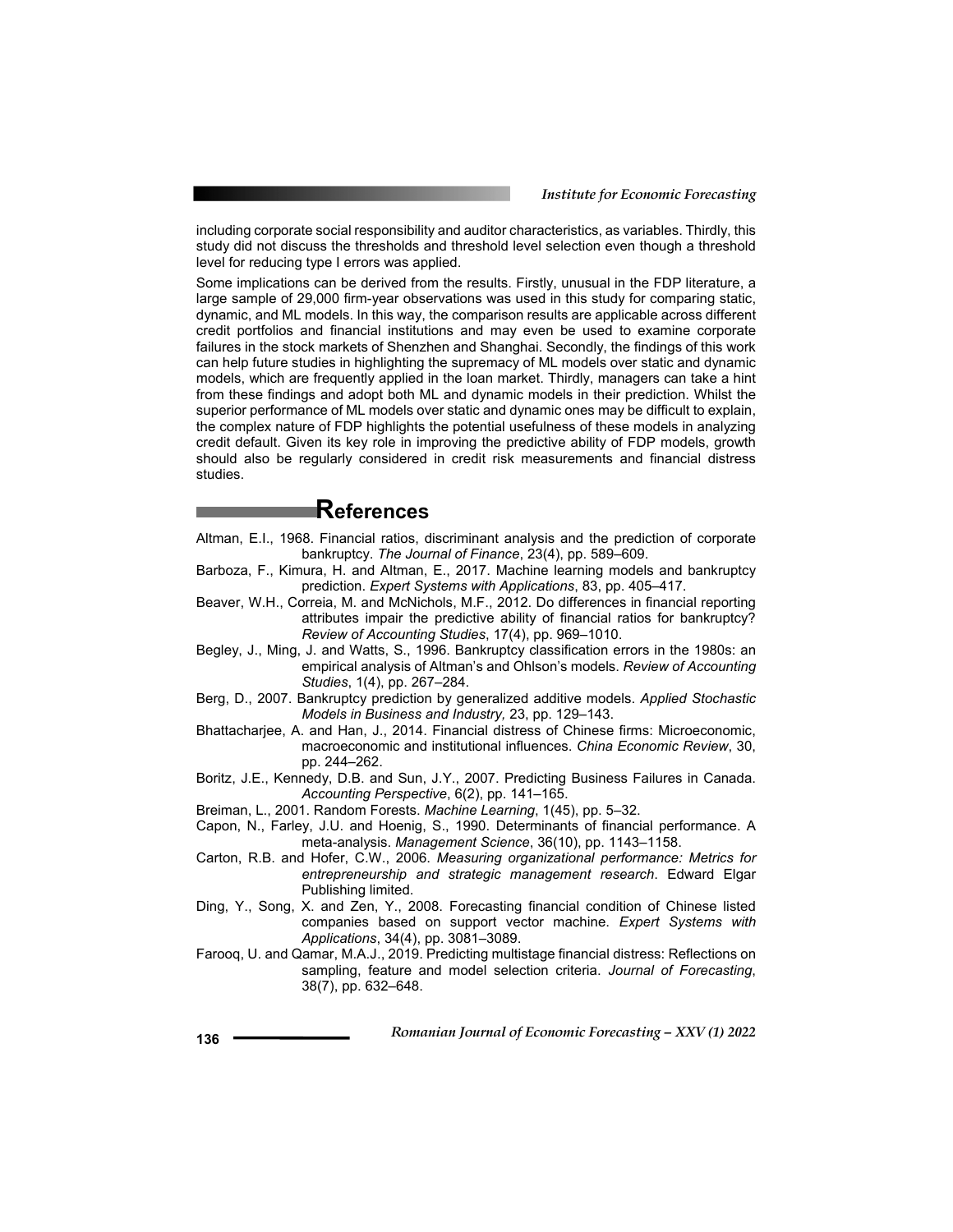including corporate social responsibility and auditor characteristics, as variables. Thirdly, this study did not discuss the thresholds and threshold level selection even though a threshold level for reducing type I errors was applied.

Some implications can be derived from the results. Firstly, unusual in the FDP literature, a large sample of 29,000 firm-year observations was used in this study for comparing static, dynamic, and ML models. In this way, the comparison results are applicable across different credit portfolios and financial institutions and may even be used to examine corporate failures in the stock markets of Shenzhen and Shanghai. Secondly, the findings of this work can help future studies in highlighting the supremacy of ML models over static and dynamic models, which are frequently applied in the loan market. Thirdly, managers can take a hint from these findings and adopt both ML and dynamic models in their prediction. Whilst the superior performance of ML models over static and dynamic ones may be difficult to explain, the complex nature of FDP highlights the potential usefulness of these models in analyzing credit default. Given its key role in improving the predictive ability of FDP models, growth should also be regularly considered in credit risk measurements and financial distress studies.

## References

Altman, E.I., 1968. Financial ratios, discriminant analysis and the prediction of corporate bankruptcy. *The Journal of Finance*, 23(4), pp. 589–609.

Barboza, F., Kimura, H. and Altman, E., 2017. Machine learning models and bankruptcy prediction. *Expert Systems with Applications*, 83, pp. 405–417.

Beaver, W.H., Correia, M. and McNichols, M.F., 2012. Do differences in financial reporting attributes impair the predictive ability of financial ratios for bankruptcy? *Review of Accounting Studies*, 17(4), pp. 969–1010.

Begley, J., Ming, J. and Watts, S., 1996. Bankruptcy classification errors in the 1980s: an empirical analysis of Altman's and Ohlson's models. *Review of Accounting Studies*, 1(4), pp. 267–284.

Berg, D., 2007. Bankruptcy prediction by generalized additive models. *Applied Stochastic Models in Business and Industry,* 23, pp. 129–143.

Bhattacharjee, A. and Han, J., 2014. Financial distress of Chinese firms: Microeconomic, macroeconomic and institutional influences. *China Economic Review*, 30, pp. 244–262.

Boritz, J.E., Kennedy, D.B. and Sun, J.Y., 2007. Predicting Business Failures in Canada. *Accounting Perspective*, 6(2), pp. 141–165.

Breiman, L., 2001. Random Forests. *Machine Learning*, 1(45), pp. 5–32.

Capon, N., Farley, J.U. and Hoenig, S., 1990. Determinants of financial performance. A meta-analysis. *Management Science*, 36(10), pp. 1143–1158.

Carton, R.B. and Hofer, C.W., 2006. *Measuring organizational performance: Metrics for entrepreneurship and strategic management research*. Edward Elgar Publishing limited.

Ding, Y., Song, X. and Zen, Y., 2008. Forecasting financial condition of Chinese listed companies based on support vector machine. *Expert Systems with Applications*, 34(4), pp. 3081–3089.

Farooq, U. and Qamar, M.A.J., 2019. Predicting multistage financial distress: Reflections on sampling, feature and model selection criteria. *Journal of Forecasting*, 38(7), pp. 632–648.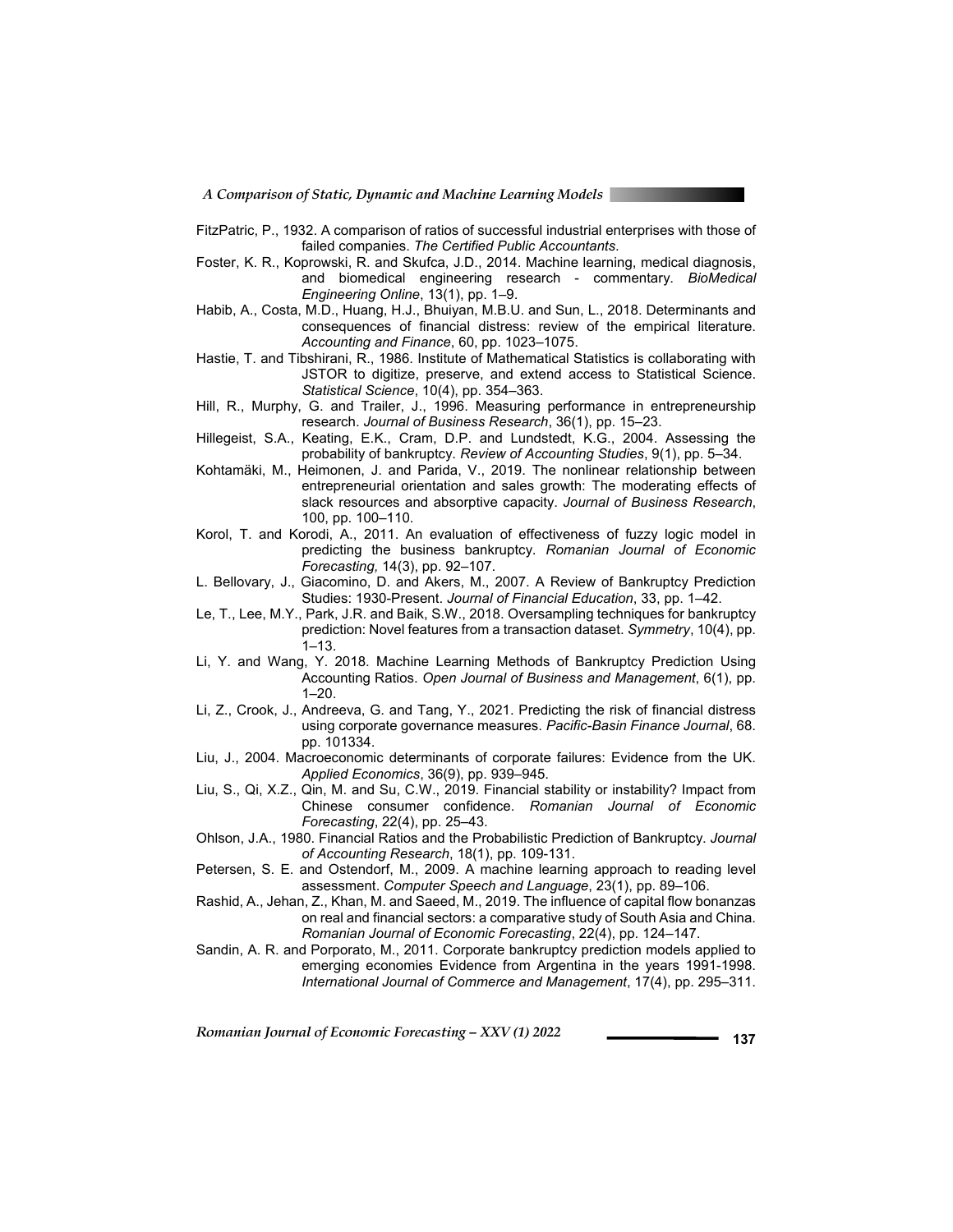FitzPatric, P., 1932. A comparison of ratios of successful industrial enterprises with those of failed companies. *The Certified Public Accountants.*

Foster, K. R., Koprowski, R. and Skufca, J.D., 2014. Machine learning, medical diagnosis, and biomedical engineering research - commentary. *BioMedical Engineering Online*, 13(1), pp. 1–9.

Habib, A., Costa, M.D., Huang, H.J., Bhuiyan, M.B.U. and Sun, L., 2018. Determinants and consequences of financial distress: review of the empirical literature. *Accounting and Finance*, 60, pp. 1023–1075.

Hastie, T. and Tibshirani, R., 1986. Institute of Mathematical Statistics is collaborating with JSTOR to digitize, preserve, and extend access to Statistical Science. *Statistical Science*, 10(4), pp. 354–363.

Hill, R., Murphy, G. and Trailer, J., 1996. Measuring performance in entrepreneurship research. *Journal of Business Research*, 36(1), pp. 15–23.

Hillegeist, S.A., Keating, E.K., Cram, D.P. and Lundstedt, K.G., 2004. Assessing the probability of bankruptcy. *Review of Accounting Studies*, 9(1), pp. 5–34.

Kohtamäki, M., Heimonen, J. and Parida, V., 2019. The nonlinear relationship between entrepreneurial orientation and sales growth: The moderating effects of slack resources and absorptive capacity. *Journal of Business Research*, 100, pp. 100–110.

Korol, T. and Korodi, A., 2011. An evaluation of effectiveness of fuzzy logic model in predicting the business bankruptcy. *Romanian Journal of Economic Forecasting,* 14(3), pp. 92–107.

L. Bellovary, J., Giacomino, D. and Akers, M., 2007. A Review of Bankruptcy Prediction Studies: 1930-Present. *Journal of Financial Education*, 33, pp. 1–42.

Le, T., Lee, M.Y., Park, J.R. and Baik, S.W., 2018. Oversampling techniques for bankruptcy prediction: Novel features from a transaction dataset. *Symmetry*, 10(4), pp. 1–13.

Li, Y. and Wang, Y. 2018. Machine Learning Methods of Bankruptcy Prediction Using Accounting Ratios. *Open Journal of Business and Management*, 6(1), pp. 1–20.

Li, Z., Crook, J., Andreeva, G. and Tang, Y., 2021. Predicting the risk of financial distress using corporate governance measures. *Pacific-Basin Finance Journal*, 68. pp. 101334.

Liu, J., 2004. Macroeconomic determinants of corporate failures: Evidence from the UK. *Applied Economics*, 36(9), pp. 939–945.

Liu, S., Qi, X.Z., Qin, M. and Su, C.W., 2019. Financial stability or instability? Impact from Chinese consumer confidence. *Romanian Journal of Economic Forecasting*, 22(4), pp. 25–43.

Ohlson, J.A., 1980. Financial Ratios and the Probabilistic Prediction of Bankruptcy. *Journal of Accounting Research*, 18(1), pp. 109-131.

Petersen, S. E. and Ostendorf, M., 2009. A machine learning approach to reading level assessment. *Computer Speech and Language*, 23(1), pp. 89–106.

Rashid, A., Jehan, Z., Khan, M. and Saeed, M., 2019. The influence of capital flow bonanzas on real and financial sectors: a comparative study of South Asia and China. *Romanian Journal of Economic Forecasting*, 22(4), pp. 124–147.

Sandin, A. R. and Porporato, M., 2011. Corporate bankruptcy prediction models applied to emerging economies Evidence from Argentina in the years 1991-1998. *International Journal of Commerce and Management*, 17(4), pp. 295–311.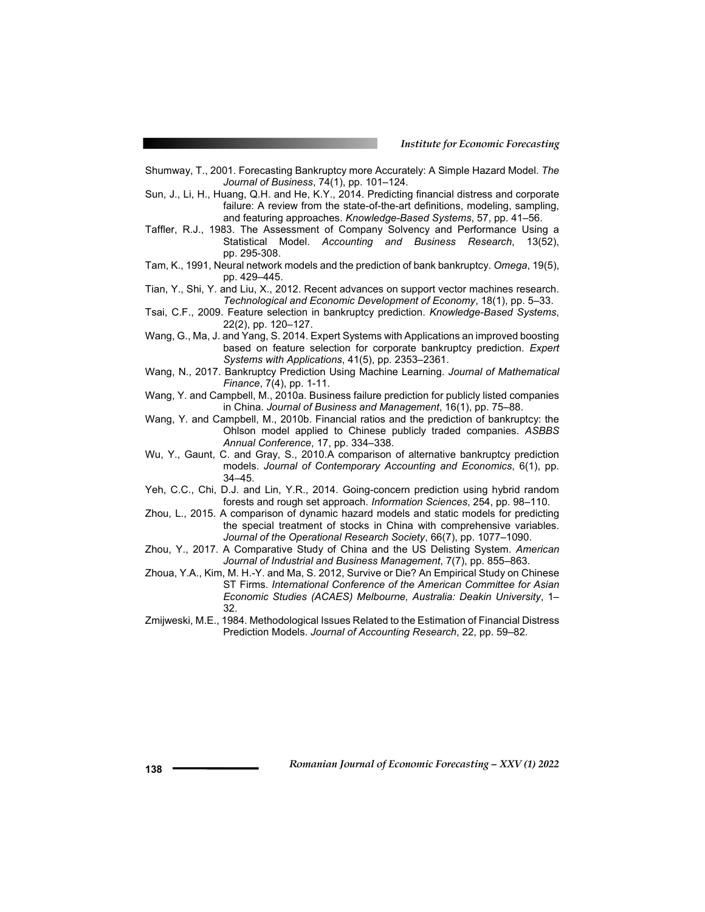Shumway, T., 2001. Forecasting Bankruptcy more Accurately: A Simple Hazard Model. *The Journal of Business*, 74(1), pp. 101–124.

Sun, J., Li, H., Huang, Q.H. and He, K.Y., 2014. Predicting financial distress and corporate failure: A review from the state-of-the-art definitions, modeling, sampling, and featuring approaches. *Knowledge-Based Systems*, 57, pp. 41–56.

Taffler, R.J., 1983. The Assessment of Company Solvency and Performance Using a Statistical Model. *Accounting and Business Research*, 13(52), pp. 295-308.

Tam, K., 1991, Neural network models and the prediction of bank bankruptcy. *Omega*, 19(5), pp. 429–445.

Tian, Y., Shi, Y. and Liu, X., 2012. Recent advances on support vector machines research. *Technological and Economic Development of Economy*, 18(1), pp. 5–33.

Tsai, C.F., 2009. Feature selection in bankruptcy prediction. *Knowledge-Based Systems*, 22(2), pp. 120–127.

Wang, G., Ma, J. and Yang, S. 2014. Expert Systems with Applications an improved boosting based on feature selection for corporate bankruptcy prediction. *Expert Systems with Applications*, 41(5), pp. 2353–2361.

Wang, N., 2017. Bankruptcy Prediction Using Machine Learning. *Journal of Mathematical Finance*, 7(4), pp. 1-11.

Wang, Y. and Campbell, M., 2010a. Business failure prediction for publicly listed companies in China. *Journal of Business and Management*, 16(1), pp. 75–88.

Wang, Y. and Campbell, M., 2010b. Financial ratios and the prediction of bankruptcy: the Ohlson model applied to Chinese publicly traded companies. *ASBBS Annual Conference*, 17, pp. 334–338.

Wu, Y., Gaunt, C. and Gray, S., 2010.A comparison of alternative bankruptcy prediction models. *Journal of Contemporary Accounting and Economics*, 6(1), pp. 34–45.

Yeh, C.C., Chi, D.J. and Lin, Y.R., 2014. Going-concern prediction using hybrid random forests and rough set approach. *Information Sciences*, 254, pp. 98–110.

Zhou, L., 2015. A comparison of dynamic hazard models and static models for predicting the special treatment of stocks in China with comprehensive variables. *Journal of the Operational Research Society*, 66(7), pp. 1077–1090.

Zhou, Y., 2017. A Comparative Study of China and the US Delisting System. *American Journal of Industrial and Business Management*, 7(7), pp. 855–863.

Zhoua, Y.A., Kim, M. H.-Y. and Ma, S. 2012, Survive or Die? An Empirical Study on Chinese ST Firms. *International Conference of the American Committee for Asian Economic Studies (ACAES) Melbourne, Australia: Deakin University*, 1–32.

Zmijweski, M.E., 1984. Methodological Issues Related to the Estimation of Financial Distress Prediction Models. *Journal of Accounting Research*, 22, pp. 59–82.